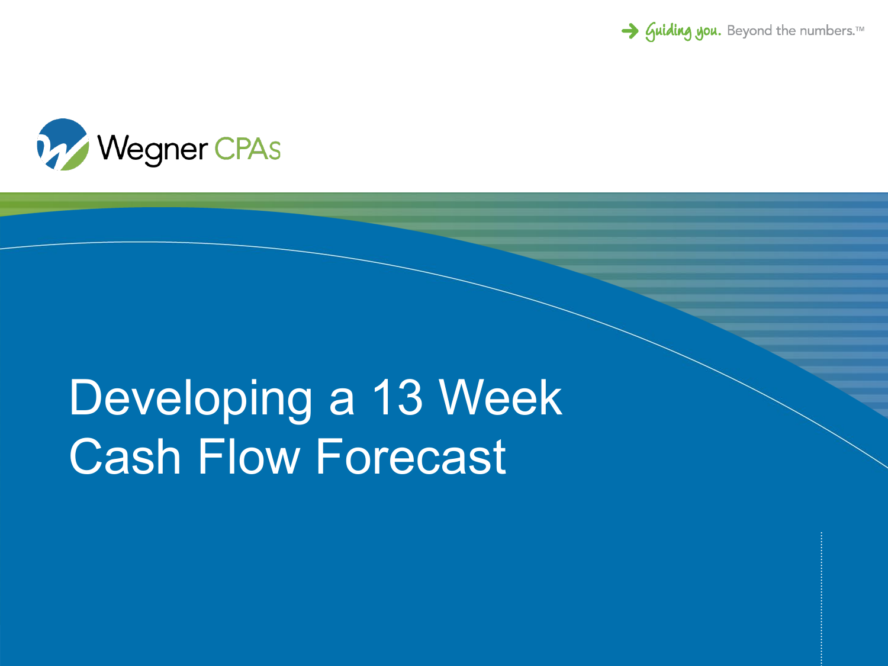→ Guiding you. Beyond the numbers.™

Wegner CPAs

# Developing a 13 Week Cash Flow Forecast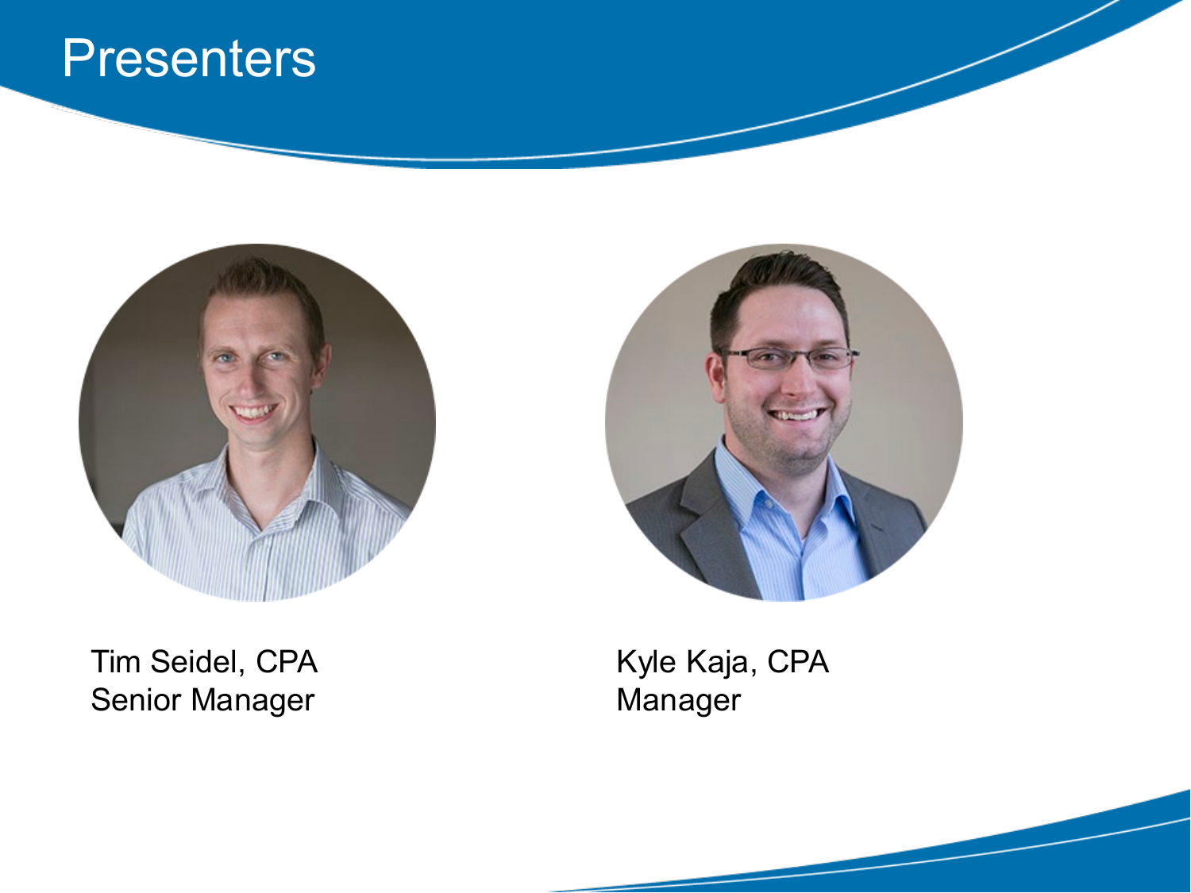# Presenters

Tim Seidel, CPA
Senior Manager

Kyle Kaja, CPA
Manager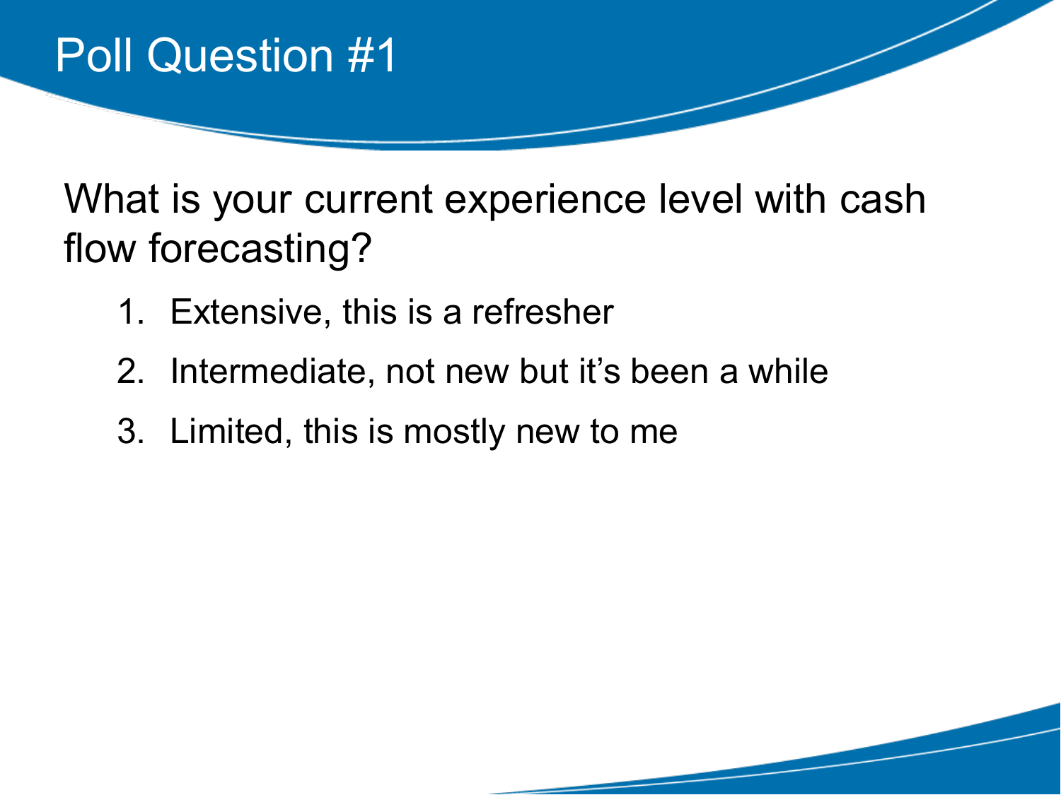# Poll Question #1

What is your current experience level with cash flow forecasting?

1. Extensive, this is a refresher
2. Intermediate, not new but it's been a while
3. Limited, this is mostly new to me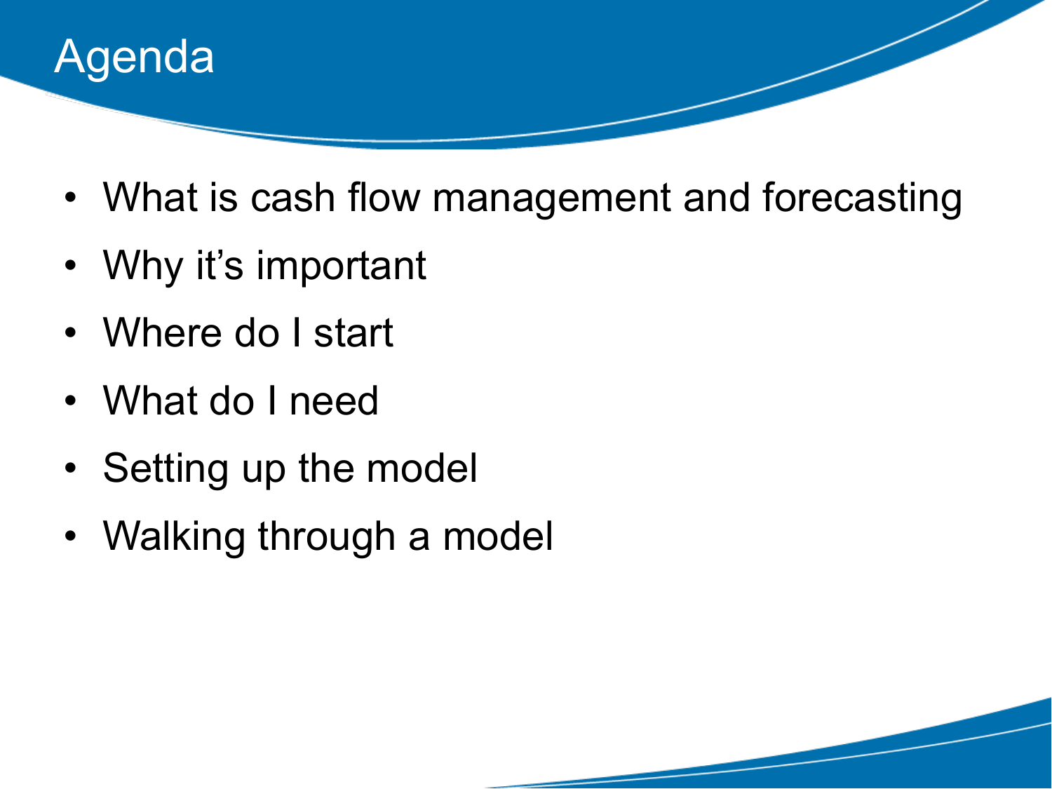# Agenda

- What is cash flow management and forecasting
- Why it's important
- Where do I start
- What do I need
- Setting up the model
- Walking through a model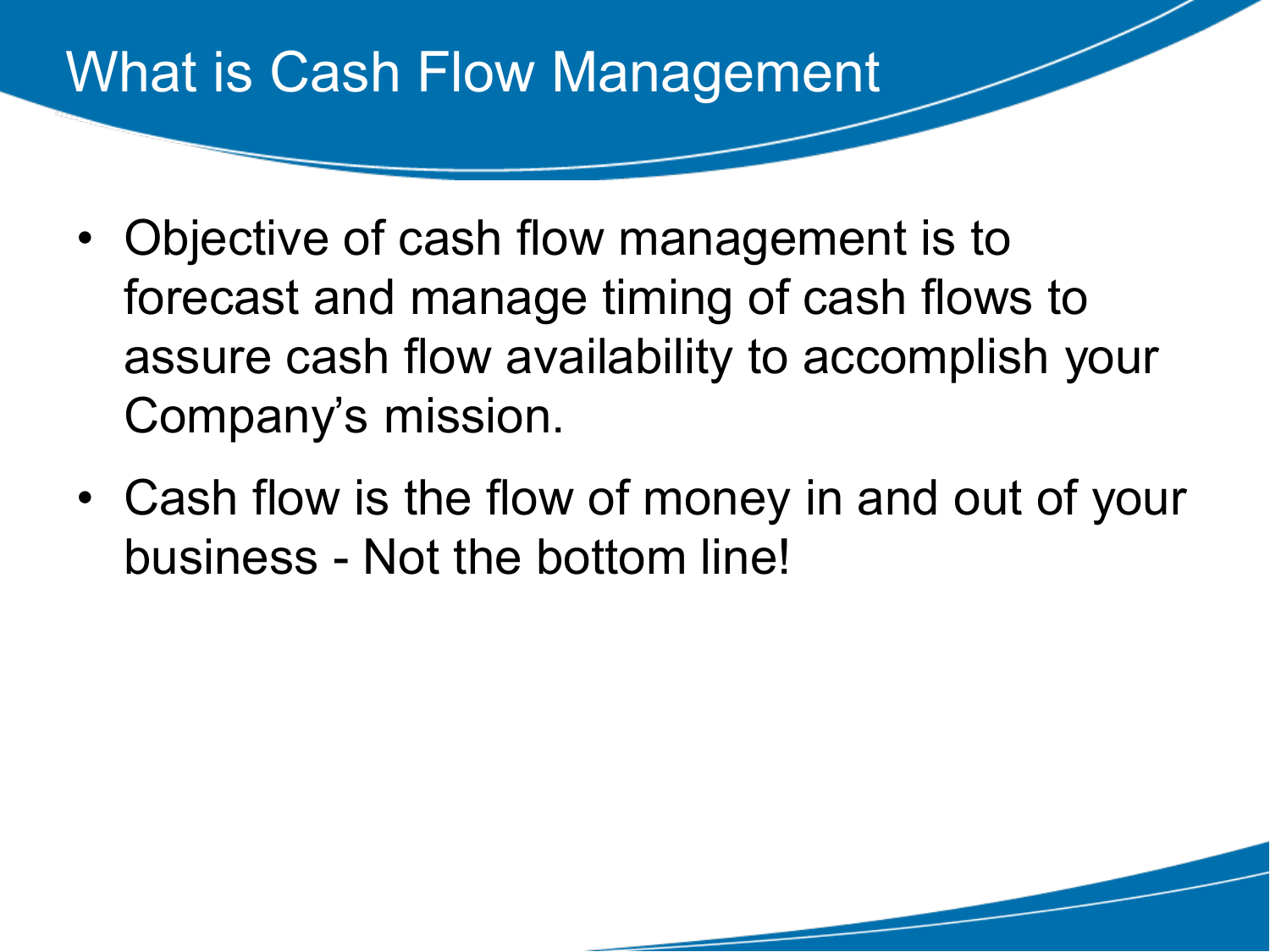# What is Cash Flow Management

- Objective of cash flow management is to forecast and manage timing of cash flows to assure cash flow availability to accomplish your Company's mission.
- Cash flow is the flow of money in and out of your business - Not the bottom line!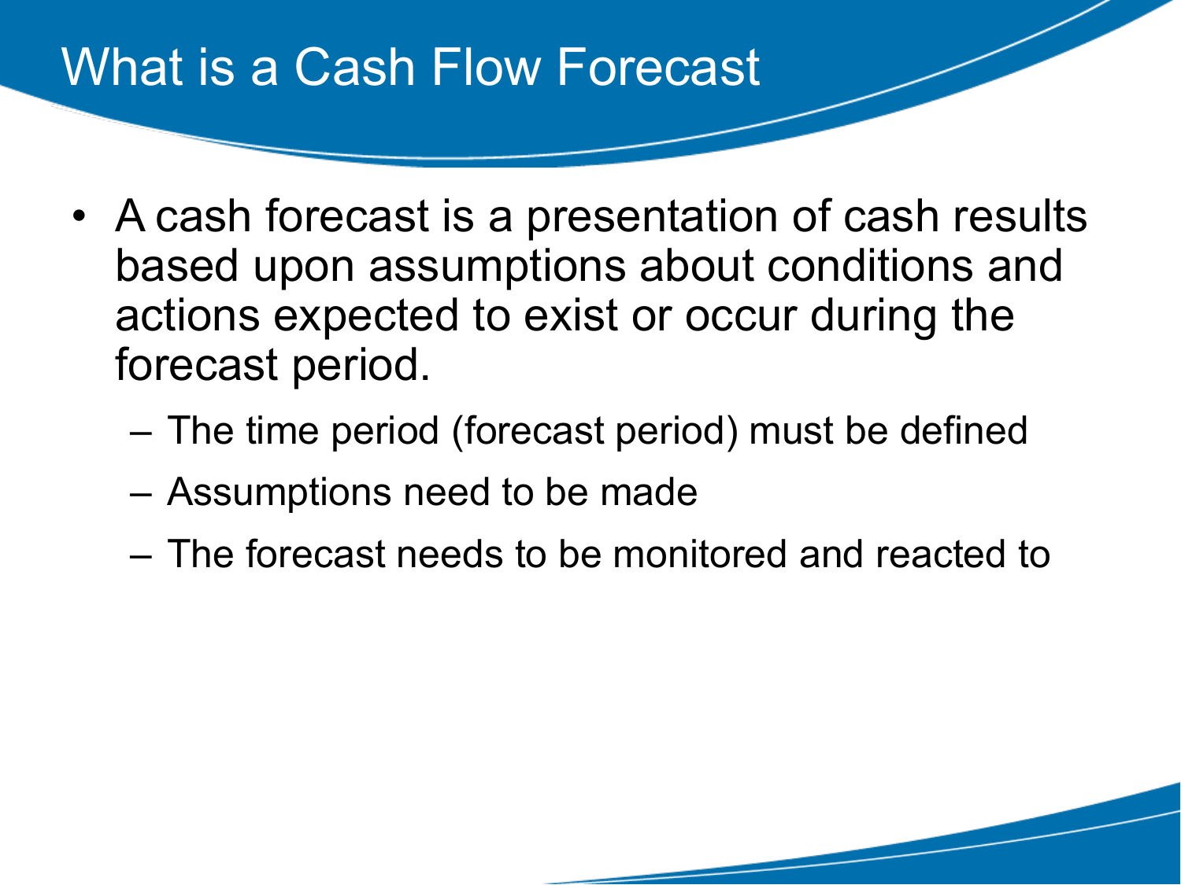# What is a Cash Flow Forecast

- A cash forecast is a presentation of cash results based upon assumptions about conditions and actions expected to exist or occur during the forecast period.
  - The time period (forecast period) must be defined
  - Assumptions need to be made
  - The forecast needs to be monitored and reacted to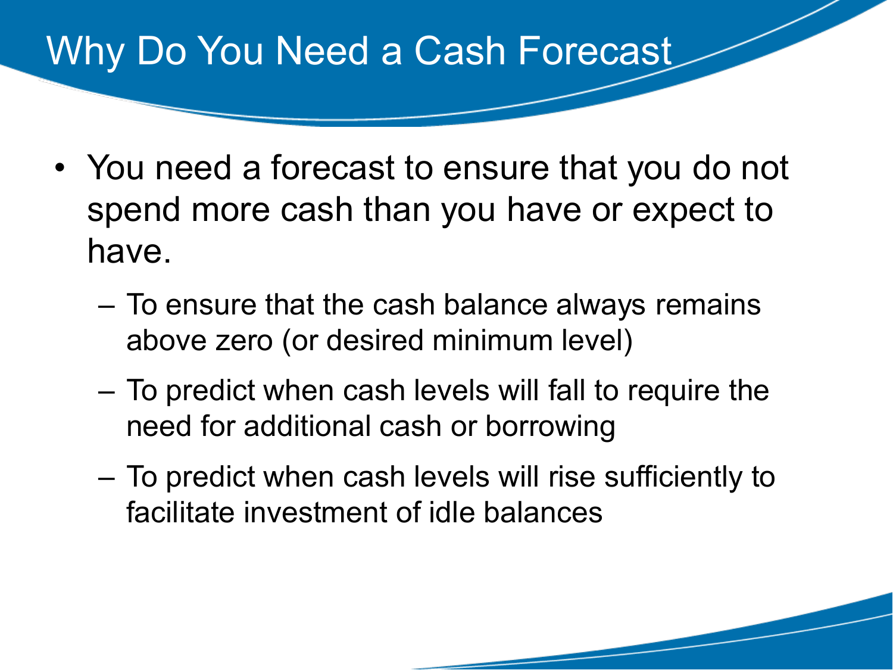# Why Do You Need a Cash Forecast

- You need a forecast to ensure that you do not spend more cash than you have or expect to have.
  - To ensure that the cash balance always remains above zero (or desired minimum level)
  - To predict when cash levels will fall to require the need for additional cash or borrowing
  - To predict when cash levels will rise sufficiently to facilitate investment of idle balances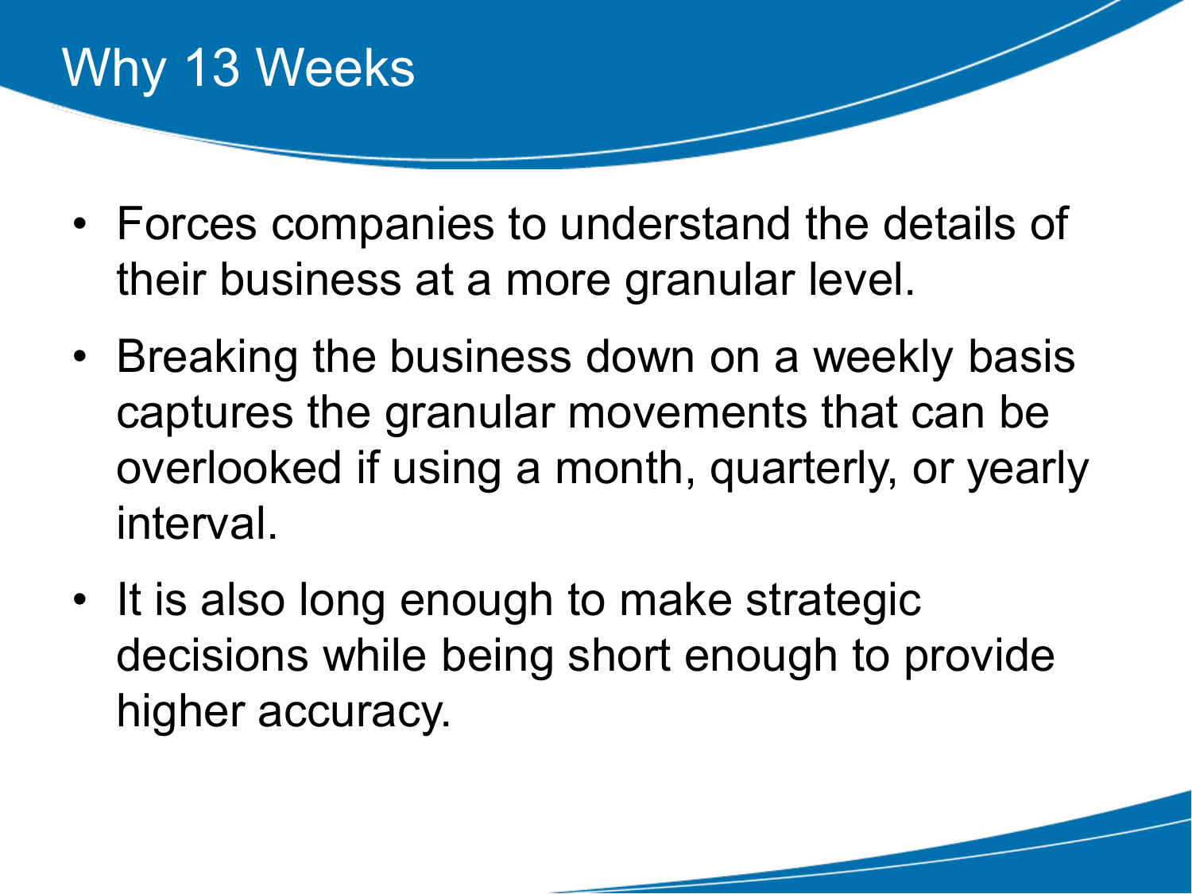# Why 13 Weeks

- Forces companies to understand the details of their business at a more granular level.
- Breaking the business down on a weekly basis captures the granular movements that can be overlooked if using a month, quarterly, or yearly interval.
- It is also long enough to make strategic decisions while being short enough to provide higher accuracy.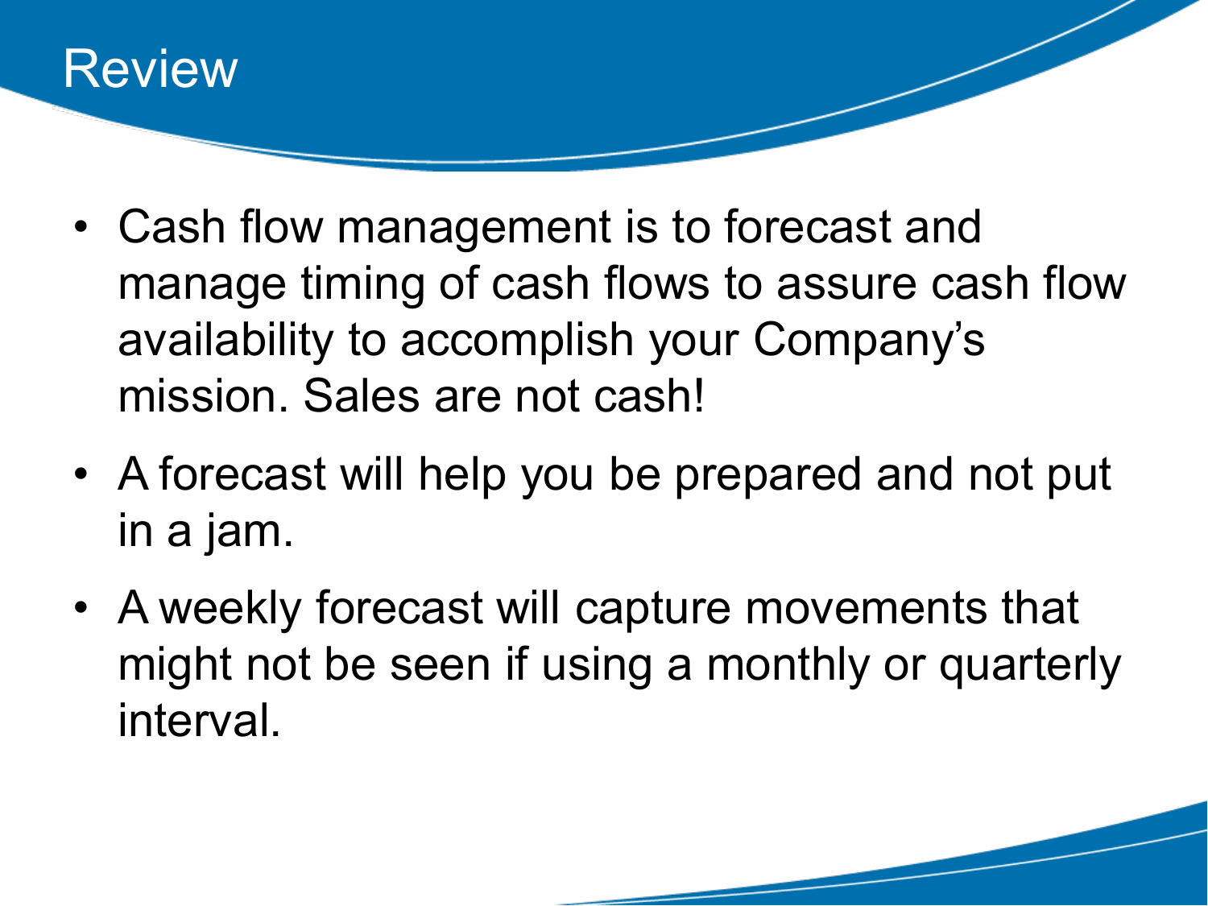# Review

- Cash flow management is to forecast and manage timing of cash flows to assure cash flow availability to accomplish your Company's mission. Sales are not cash!
- A forecast will help you be prepared and not put in a jam.
- A weekly forecast will capture movements that might not be seen if using a monthly or quarterly interval.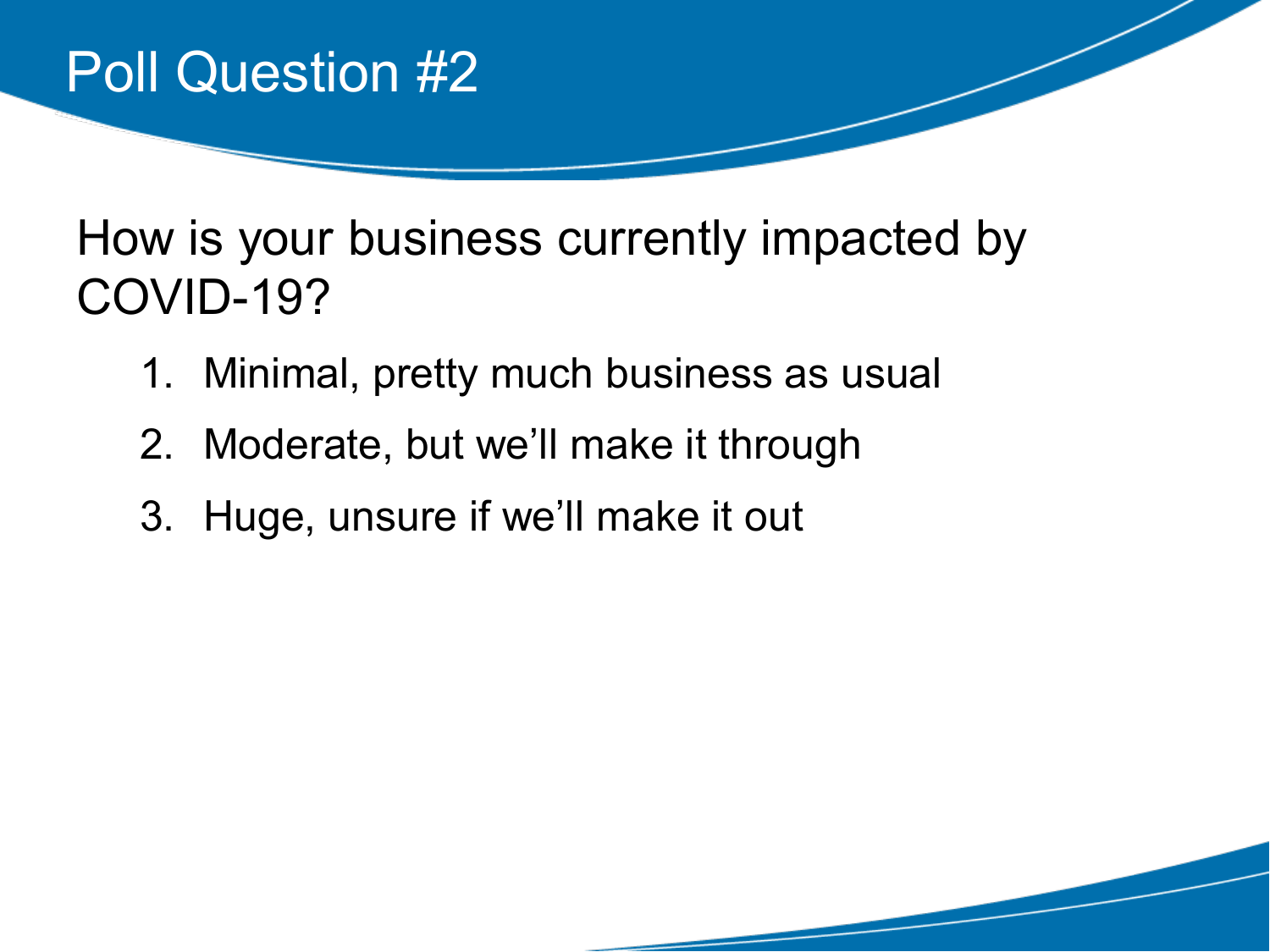# Poll Question #2

How is your business currently impacted by COVID-19?

1. Minimal, pretty much business as usual
2. Moderate, but we'll make it through
3. Huge, unsure if we'll make it out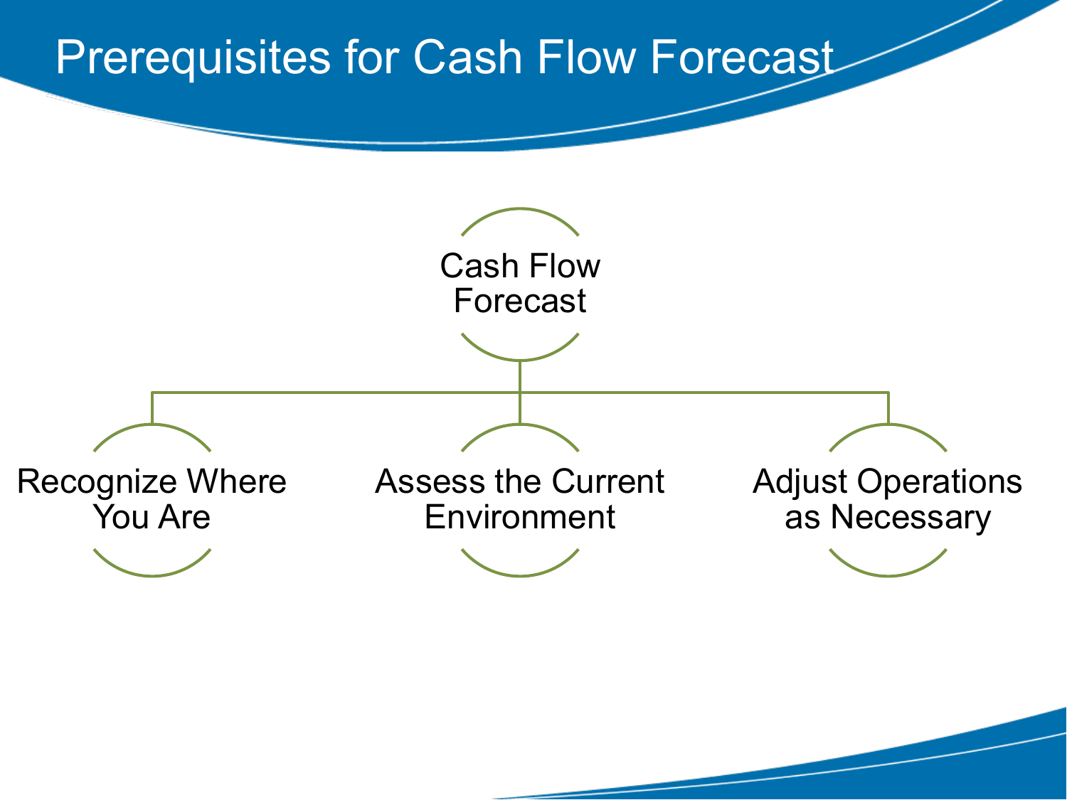# Prerequisites for Cash Flow Forecast

Cash Flow Forecast

- Recognize Where You Are
- Assess the Current Environment
- Adjust Operations as Necessary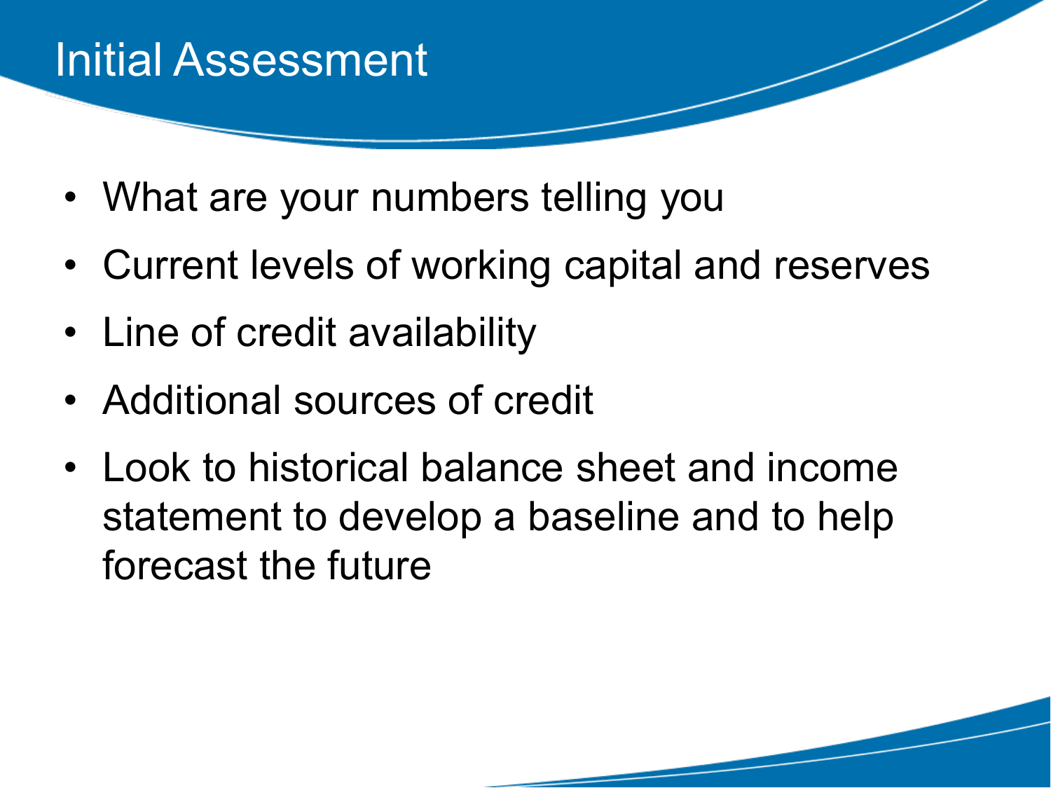# Initial Assessment

- What are your numbers telling you
- Current levels of working capital and reserves
- Line of credit availability
- Additional sources of credit
- Look to historical balance sheet and income statement to develop a baseline and to help forecast the future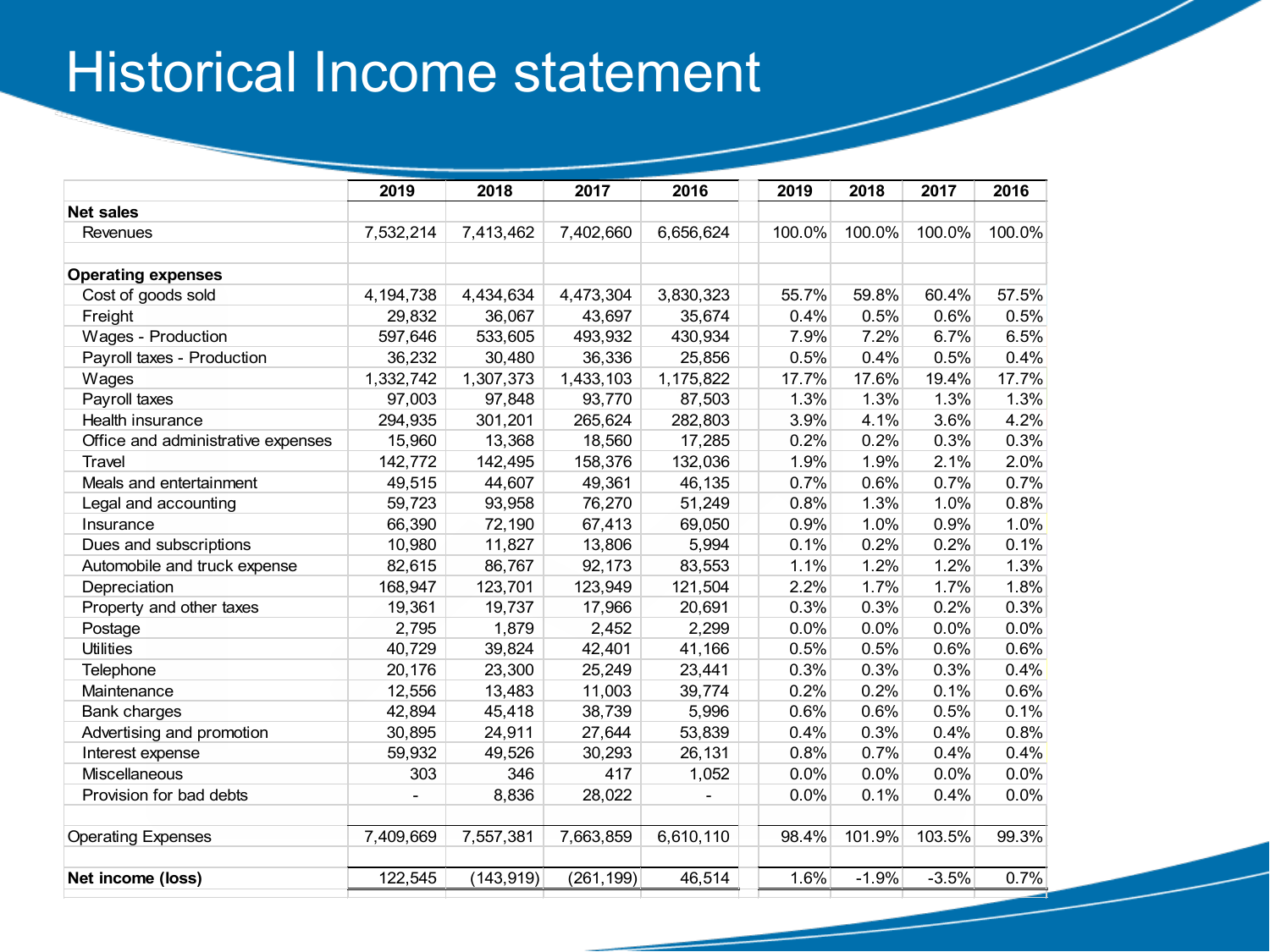# Historical Income statement

| | 2019 | 2018 | 2017 | 2016 | 2019 | 2018 | 2017 | 2016 |
|---|---|---|---|---|---|---|---|---|
| **Net sales** | | | | | | | | |
| Revenues | 7,532,214 | 7,413,462 | 7,402,660 | 6,656,624 | 100.0% | 100.0% | 100.0% | 100.0% |
| | | | | | | | | |
| **Operating expenses** | | | | | | | | |
| Cost of goods sold | 4,194,738 | 4,434,634 | 4,473,304 | 3,830,323 | 55.7% | 59.8% | 60.4% | 57.5% |
| Freight | 29,832 | 36,067 | 43,697 | 35,674 | 0.4% | 0.5% | 0.6% | 0.5% |
| Wages - Production | 597,646 | 533,605 | 493,932 | 430,934 | 7.9% | 7.2% | 6.7% | 6.5% |
| Payroll taxes - Production | 36,232 | 30,480 | 36,336 | 25,856 | 0.5% | 0.4% | 0.5% | 0.4% |
| Wages | 1,332,742 | 1,307,373 | 1,433,103 | 1,175,822 | 17.7% | 17.6% | 19.4% | 17.7% |
| Payroll taxes | 97,003 | 97,848 | 93,770 | 87,503 | 1.3% | 1.3% | 1.3% | 1.3% |
| Health insurance | 294,935 | 301,201 | 265,624 | 282,803 | 3.9% | 4.1% | 3.6% | 4.2% |
| Office and administrative expenses | 15,960 | 13,368 | 18,560 | 17,285 | 0.2% | 0.2% | 0.3% | 0.3% |
| Travel | 142,772 | 142,495 | 158,376 | 132,036 | 1.9% | 1.9% | 2.1% | 2.0% |
| Meals and entertainment | 49,515 | 44,607 | 49,361 | 46,135 | 0.7% | 0.6% | 0.7% | 0.7% |
| Legal and accounting | 59,723 | 93,958 | 76,270 | 51,249 | 0.8% | 1.3% | 1.0% | 0.8% |
| Insurance | 66,390 | 72,190 | 67,413 | 69,050 | 0.9% | 1.0% | 0.9% | 1.0% |
| Dues and subscriptions | 10,980 | 11,827 | 13,806 | 5,994 | 0.1% | 0.2% | 0.2% | 0.1% |
| Automobile and truck expense | 82,615 | 86,767 | 92,173 | 83,553 | 1.1% | 1.2% | 1.2% | 1.3% |
| Depreciation | 168,947 | 123,701 | 123,949 | 121,504 | 2.2% | 1.7% | 1.7% | 1.8% |
| Property and other taxes | 19,361 | 19,737 | 17,966 | 20,691 | 0.3% | 0.3% | 0.2% | 0.3% |
| Postage | 2,795 | 1,879 | 2,452 | 2,299 | 0.0% | 0.0% | 0.0% | 0.0% |
| Utilities | 40,729 | 39,824 | 42,401 | 41,166 | 0.5% | 0.5% | 0.6% | 0.6% |
| Telephone | 20,176 | 23,300 | 25,249 | 23,441 | 0.3% | 0.3% | 0.3% | 0.4% |
| Maintenance | 12,556 | 13,483 | 11,003 | 39,774 | 0.2% | 0.2% | 0.1% | 0.6% |
| Bank charges | 42,894 | 45,418 | 38,739 | 5,996 | 0.6% | 0.6% | 0.5% | 0.1% |
| Advertising and promotion | 30,895 | 24,911 | 27,644 | 53,839 | 0.4% | 0.3% | 0.4% | 0.8% |
| Interest expense | 59,932 | 49,526 | 30,293 | 26,131 | 0.8% | 0.7% | 0.4% | 0.4% |
| Miscellaneous | 303 | 346 | 417 | 1,052 | 0.0% | 0.0% | 0.0% | 0.0% |
| Provision for bad debts | - | 8,836 | 28,022 | - | 0.0% | 0.1% | 0.4% | 0.0% |
| | | | | | | | | |
| Operating Expenses | 7,409,669 | 7,557,381 | 7,663,859 | 6,610,110 | 98.4% | 101.9% | 103.5% | 99.3% |
| | | | | | | | | |
| **Net income (loss)** | 122,545 | (143,919) | (261,199) | 46,514 | 1.6% | -1.9% | -3.5% | 0.7% |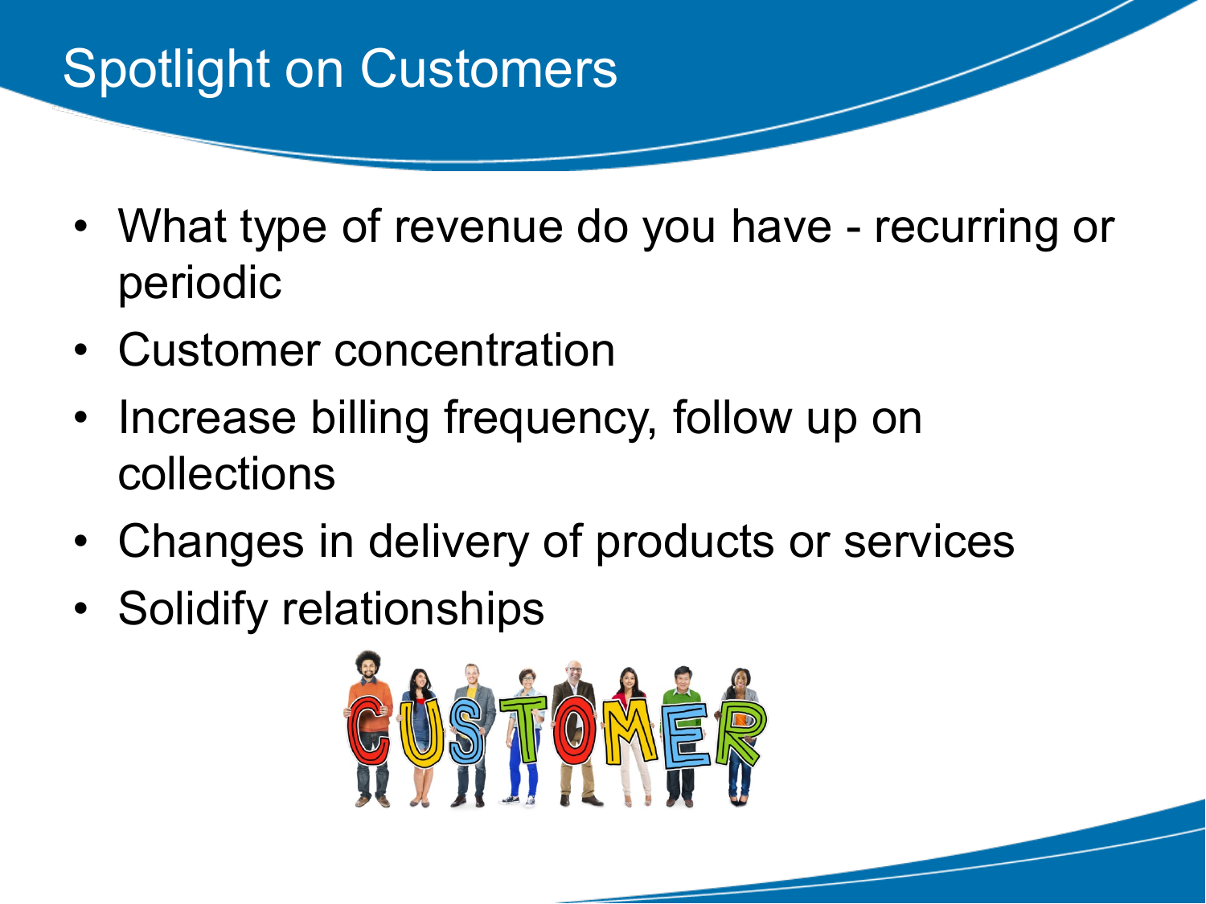# Spotlight on Customers

- What type of revenue do you have - recurring or periodic
- Customer concentration
- Increase billing frequency, follow up on collections
- Changes in delivery of products or services
- Solidify relationships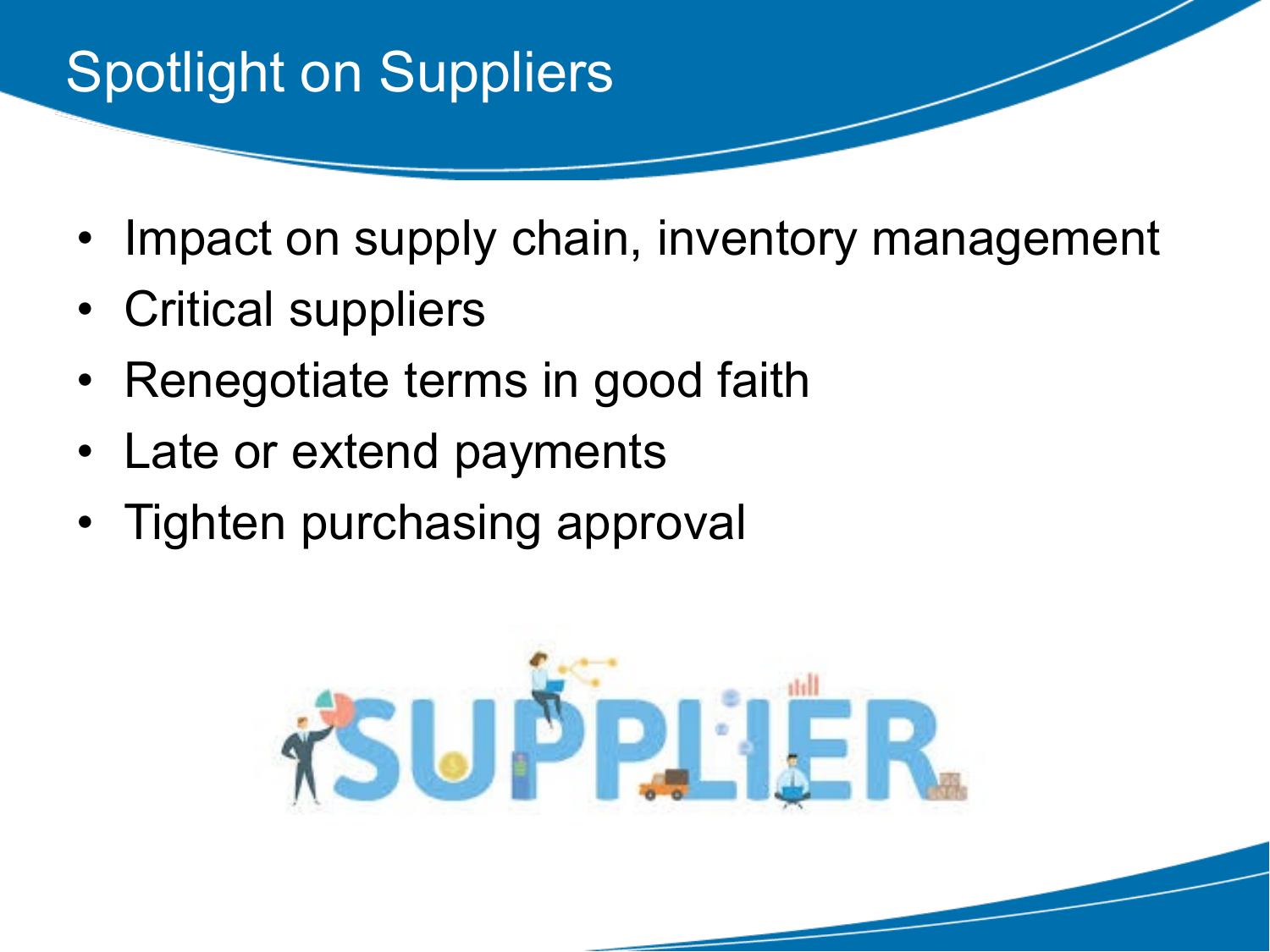# Spotlight on Suppliers

- Impact on supply chain, inventory management
- Critical suppliers
- Renegotiate terms in good faith
- Late or extend payments
- Tighten purchasing approval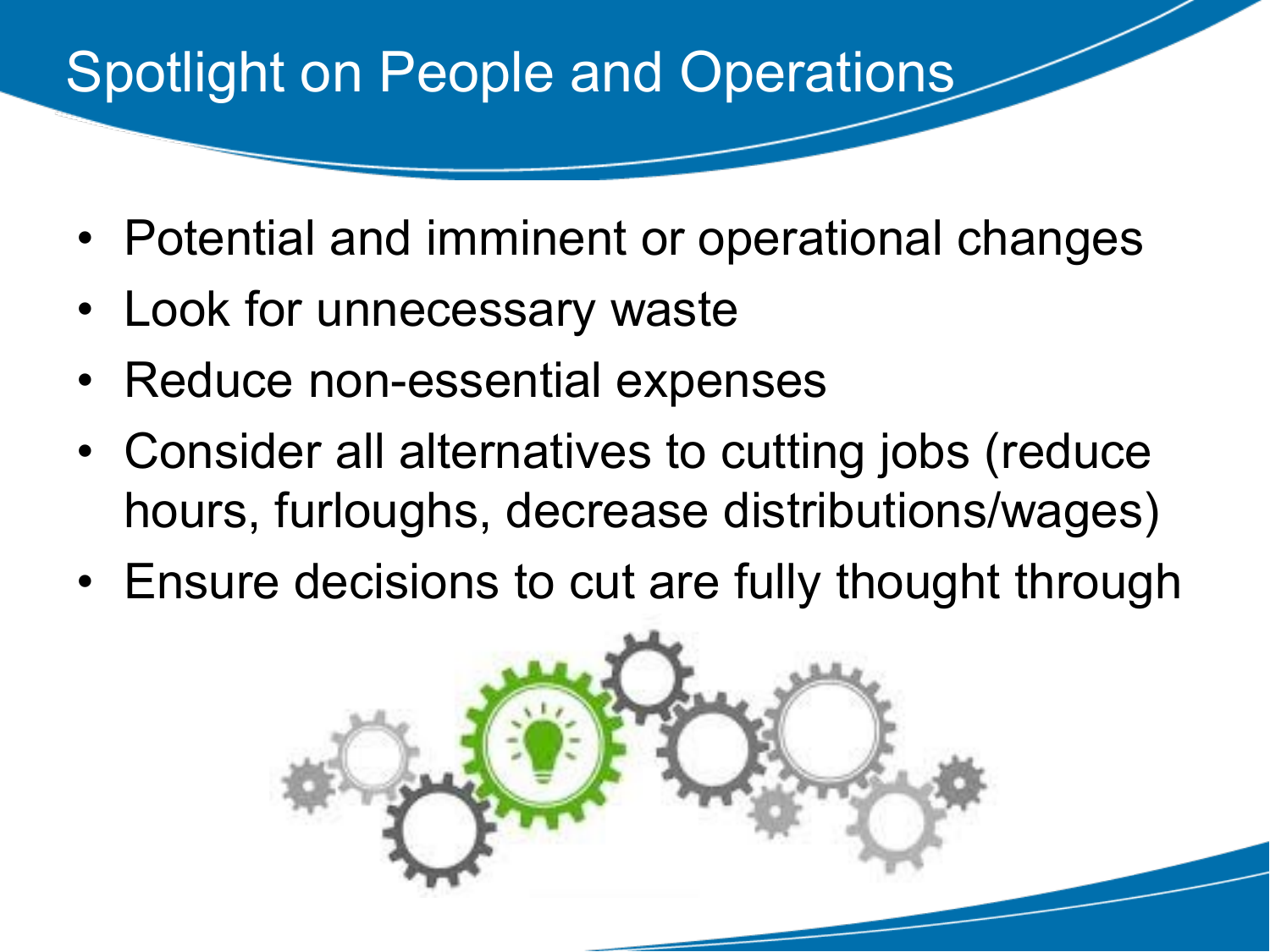# Spotlight on People and Operations

- Potential and imminent or operational changes
- Look for unnecessary waste
- Reduce non-essential expenses
- Consider all alternatives to cutting jobs (reduce hours, furloughs, decrease distributions/wages)
- Ensure decisions to cut are fully thought through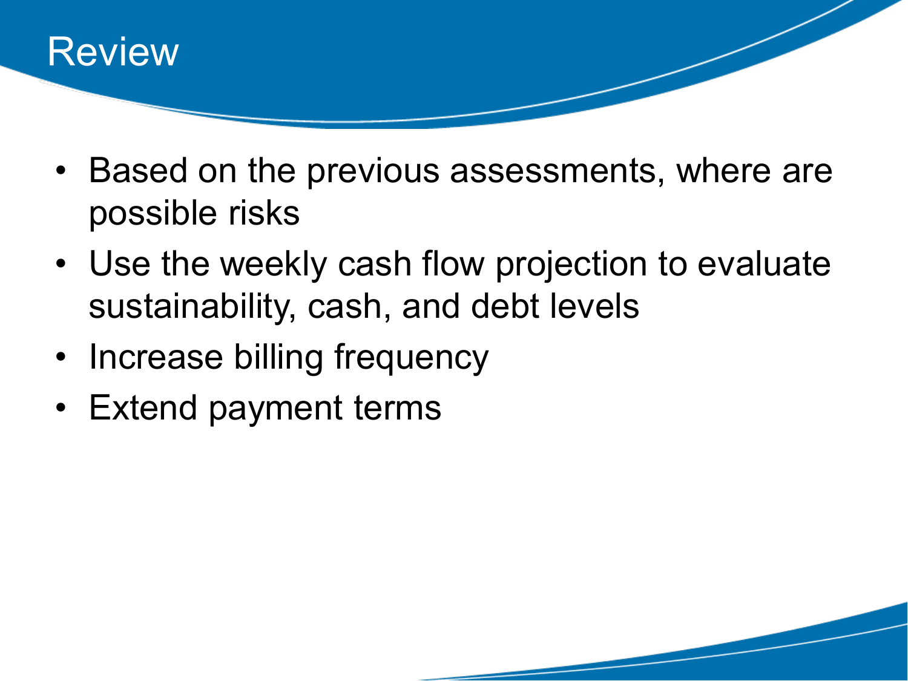# Review

- Based on the previous assessments, where are possible risks
- Use the weekly cash flow projection to evaluate sustainability, cash, and debt levels
- Increase billing frequency
- Extend payment terms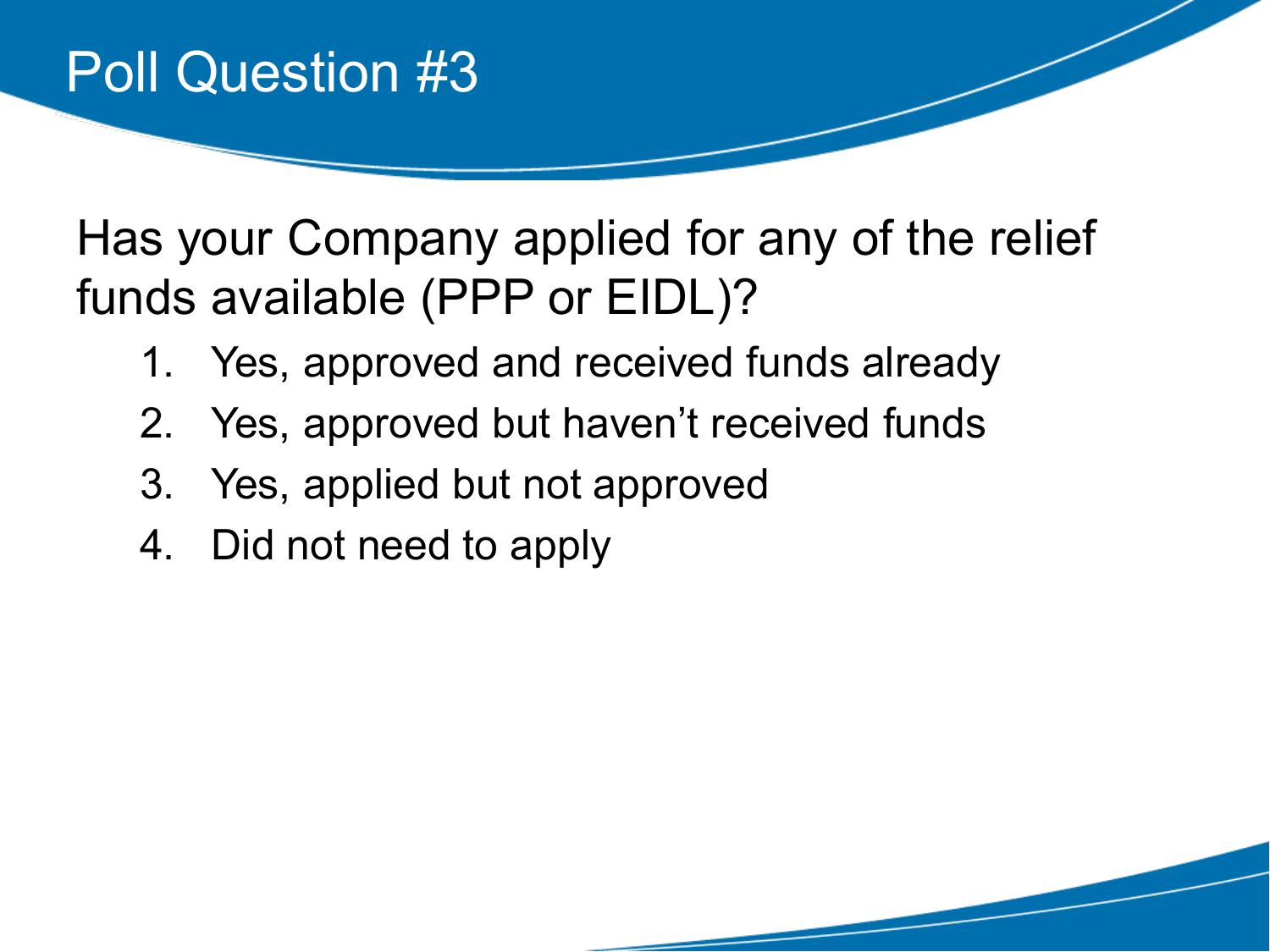# Poll Question #3

Has your Company applied for any of the relief funds available (PPP or EIDL)?

1. Yes, approved and received funds already
2. Yes, approved but haven't received funds
3. Yes, applied but not approved
4. Did not need to apply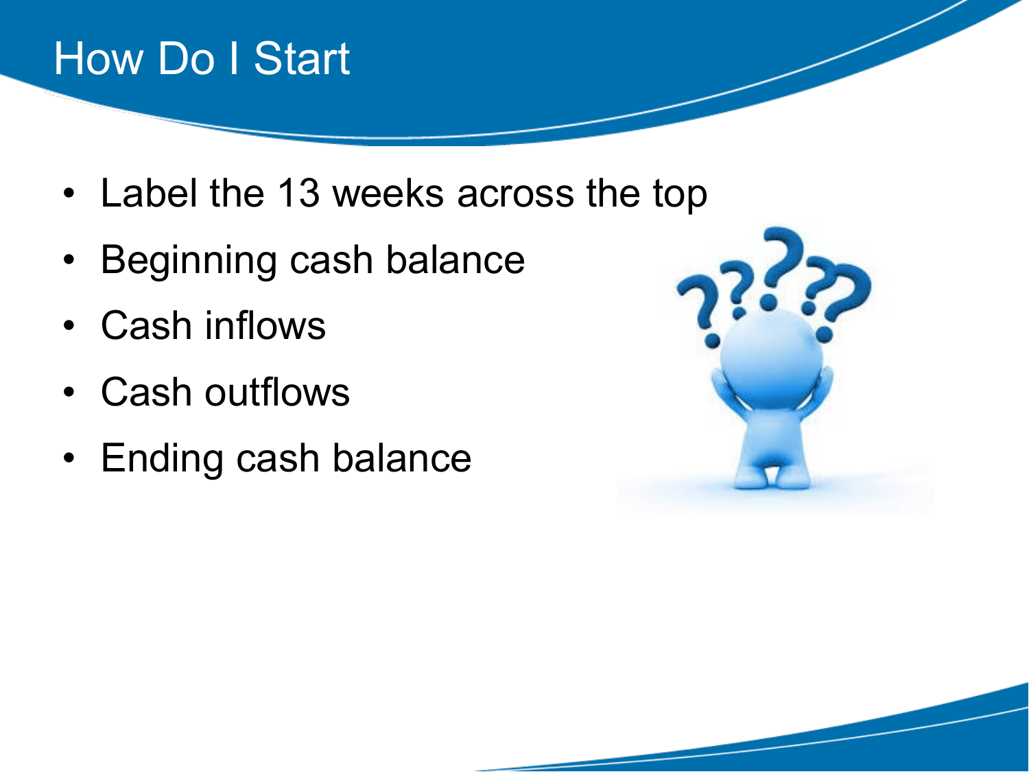# How Do I Start

- Label the 13 weeks across the top
- Beginning cash balance
- Cash inflows
- Cash outflows
- Ending cash balance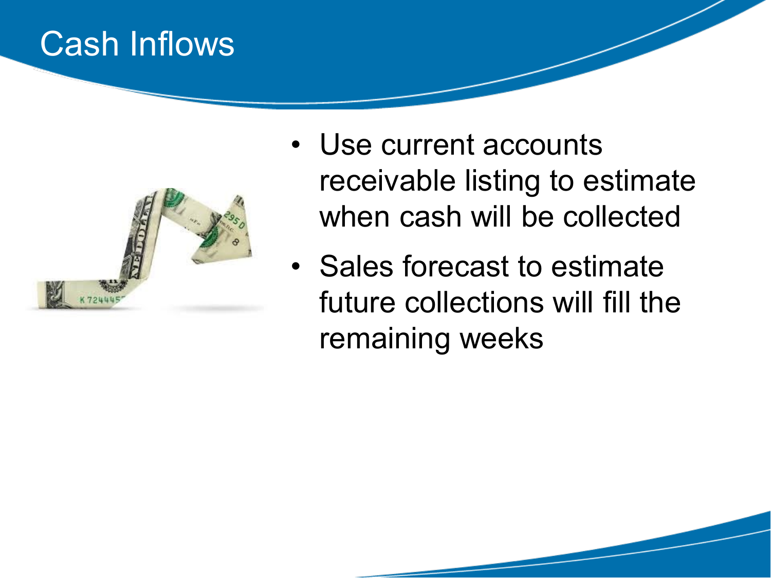# Cash Inflows

- Use current accounts receivable listing to estimate when cash will be collected
- Sales forecast to estimate future collections will fill the remaining weeks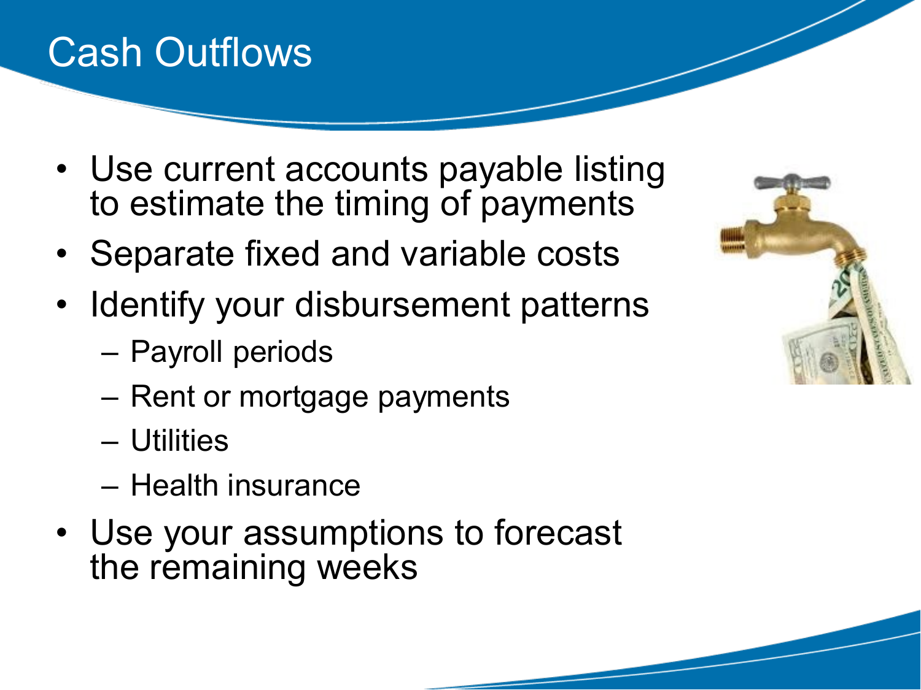# Cash Outflows

- Use current accounts payable listing to estimate the timing of payments
- Separate fixed and variable costs
- Identify your disbursement patterns
  - Payroll periods
  - Rent or mortgage payments
  - Utilities
  - Health insurance
- Use your assumptions to forecast the remaining weeks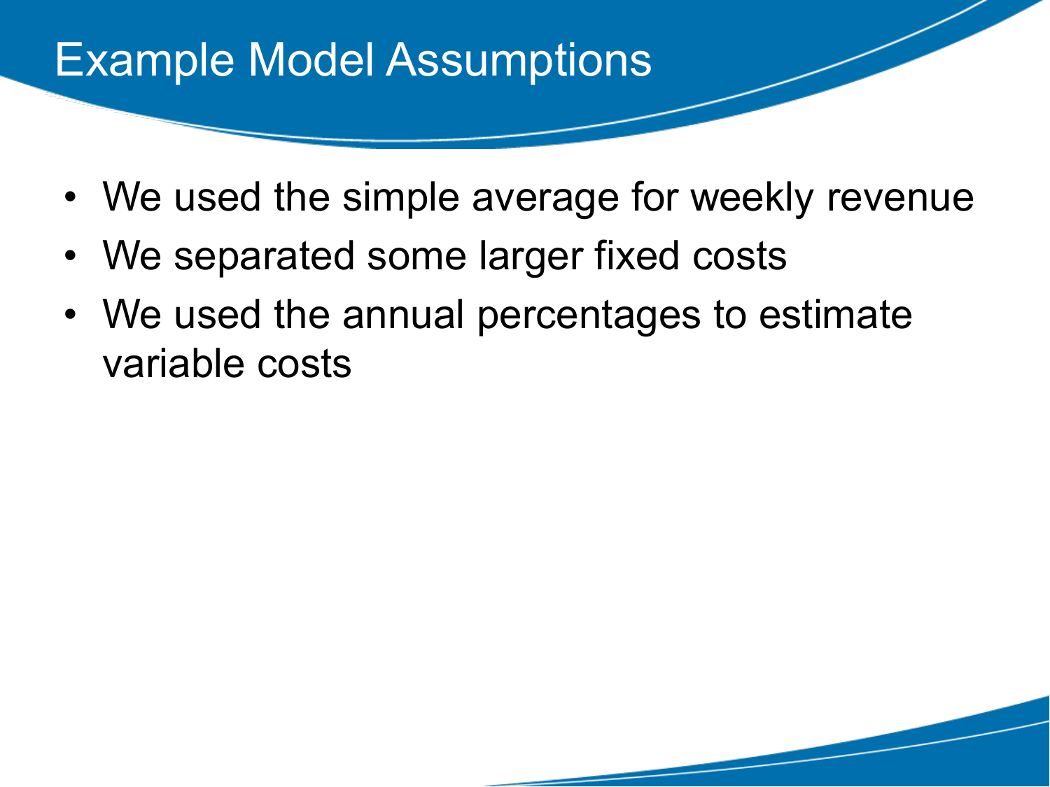# Example Model Assumptions

- We used the simple average for weekly revenue
- We separated some larger fixed costs
- We used the annual percentages to estimate variable costs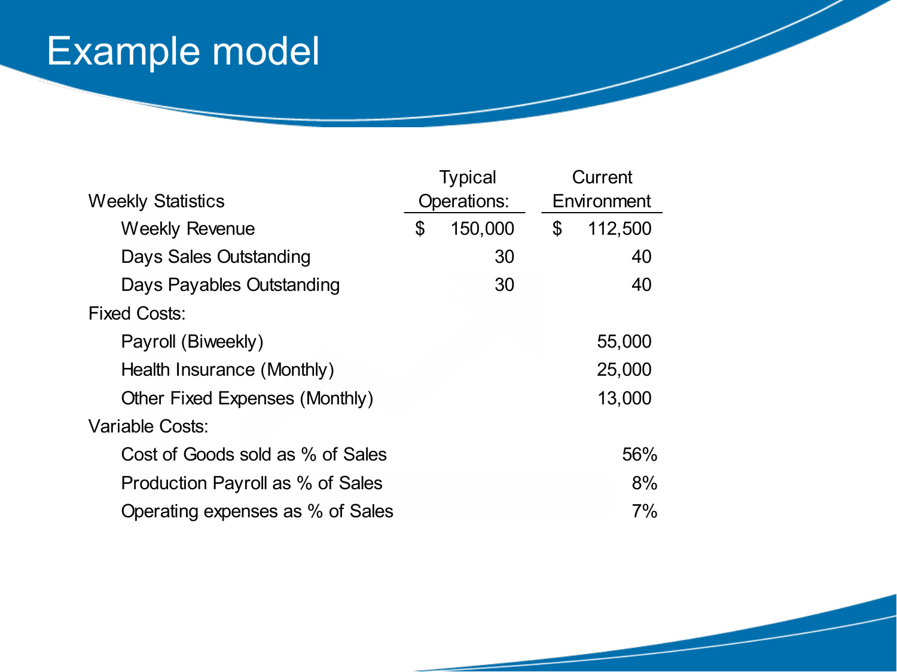# Example model

| Weekly Statistics | Typical Operations: | Current Environment |
|---|---|---|
| Weekly Revenue | $ 150,000 | $ 112,500 |
| Days Sales Outstanding | 30 | 40 |
| Days Payables Outstanding | 30 | 40 |
| Fixed Costs: | | |
| Payroll (Biweekly) | | 55,000 |
| Health Insurance (Monthly) | | 25,000 |
| Other Fixed Expenses (Monthly) | | 13,000 |
| Variable Costs: | | |
| Cost of Goods sold as % of Sales | | 56% |
| Production Payroll as % of Sales | | 8% |
| Operating expenses as % of Sales | | 7% |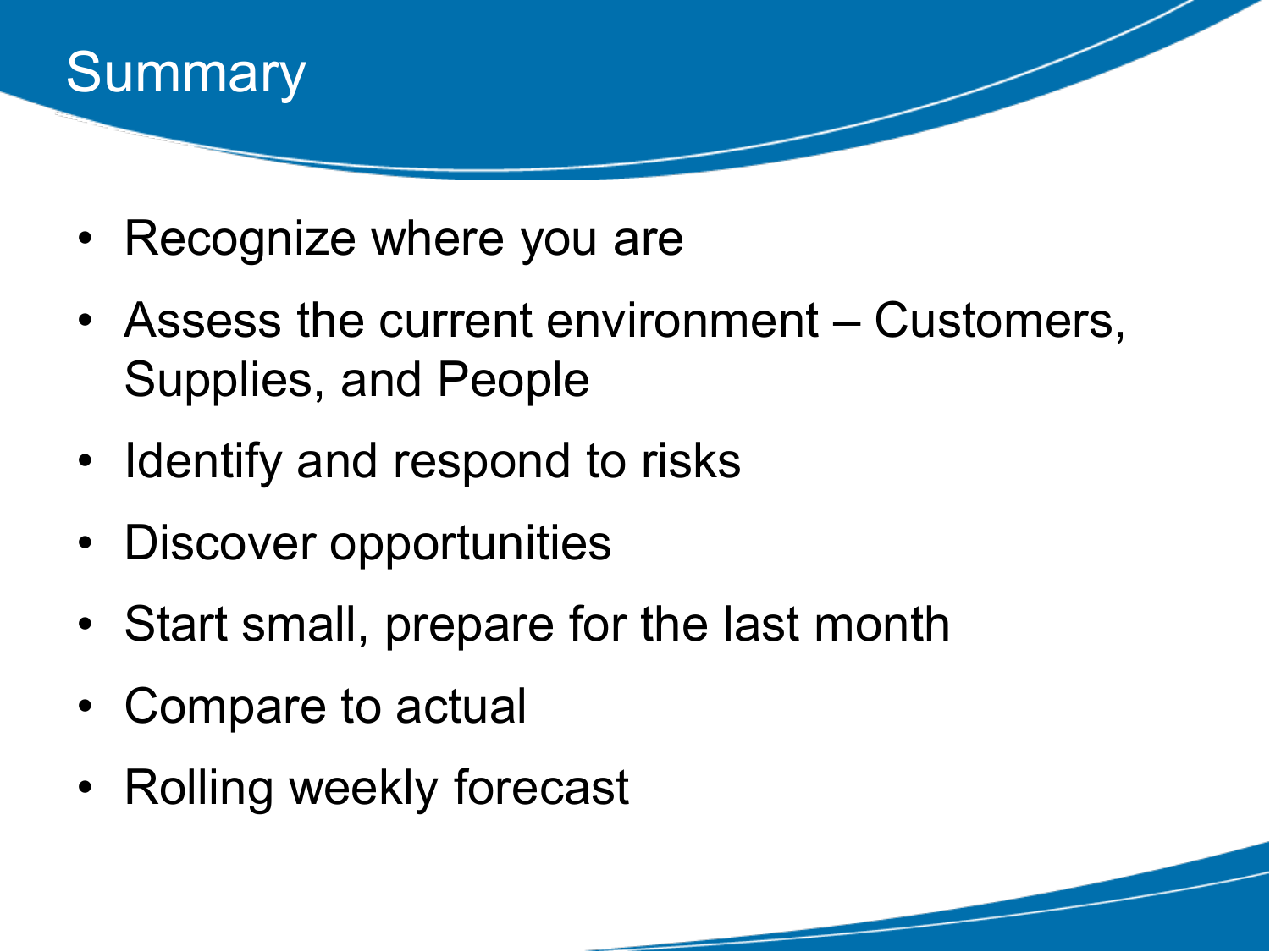# Summary

- Recognize where you are
- Assess the current environment – Customers, Supplies, and People
- Identify and respond to risks
- Discover opportunities
- Start small, prepare for the last month
- Compare to actual
- Rolling weekly forecast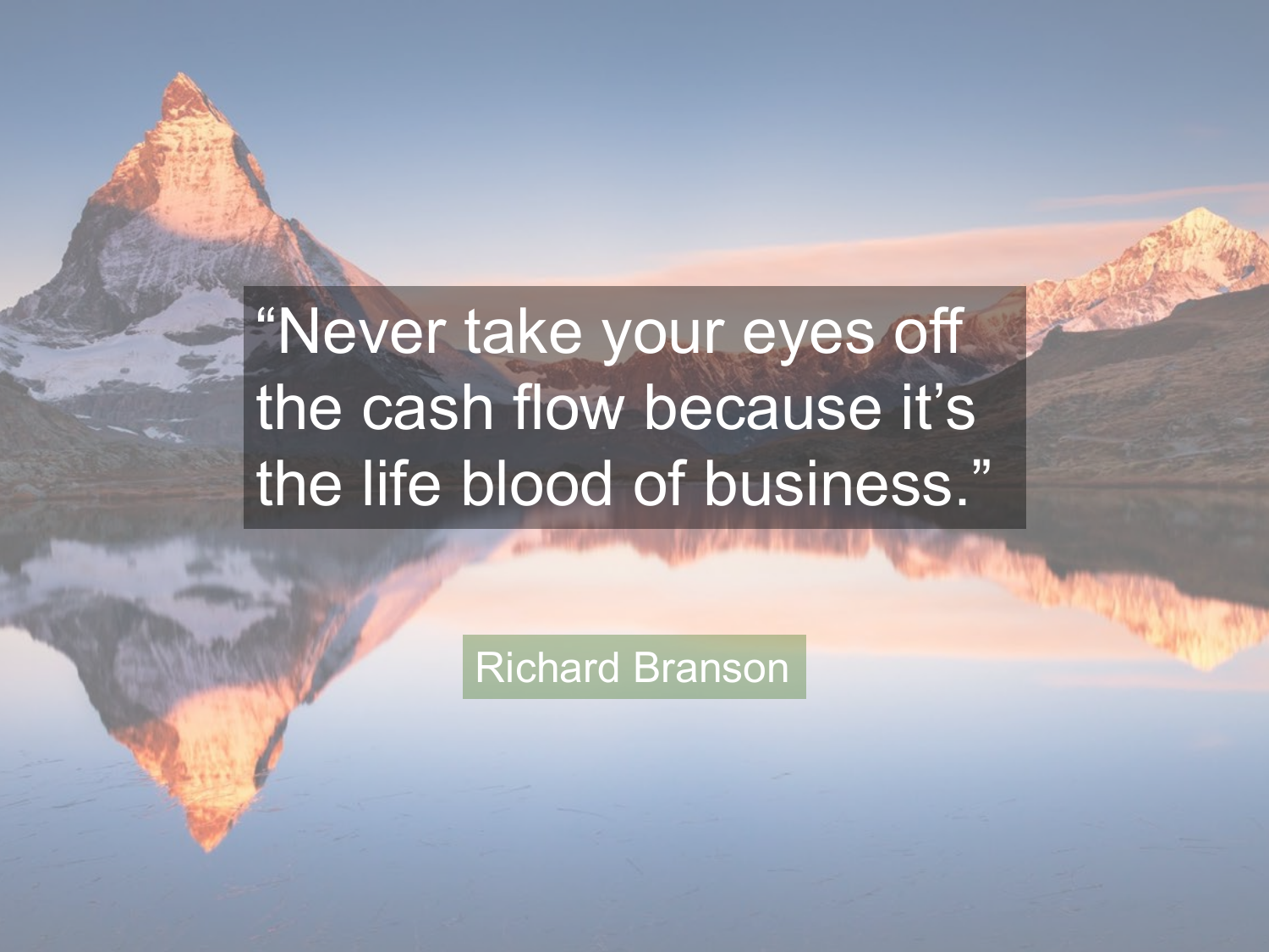"Never take your eyes off the cash flow because it's the life blood of business."

Richard Branson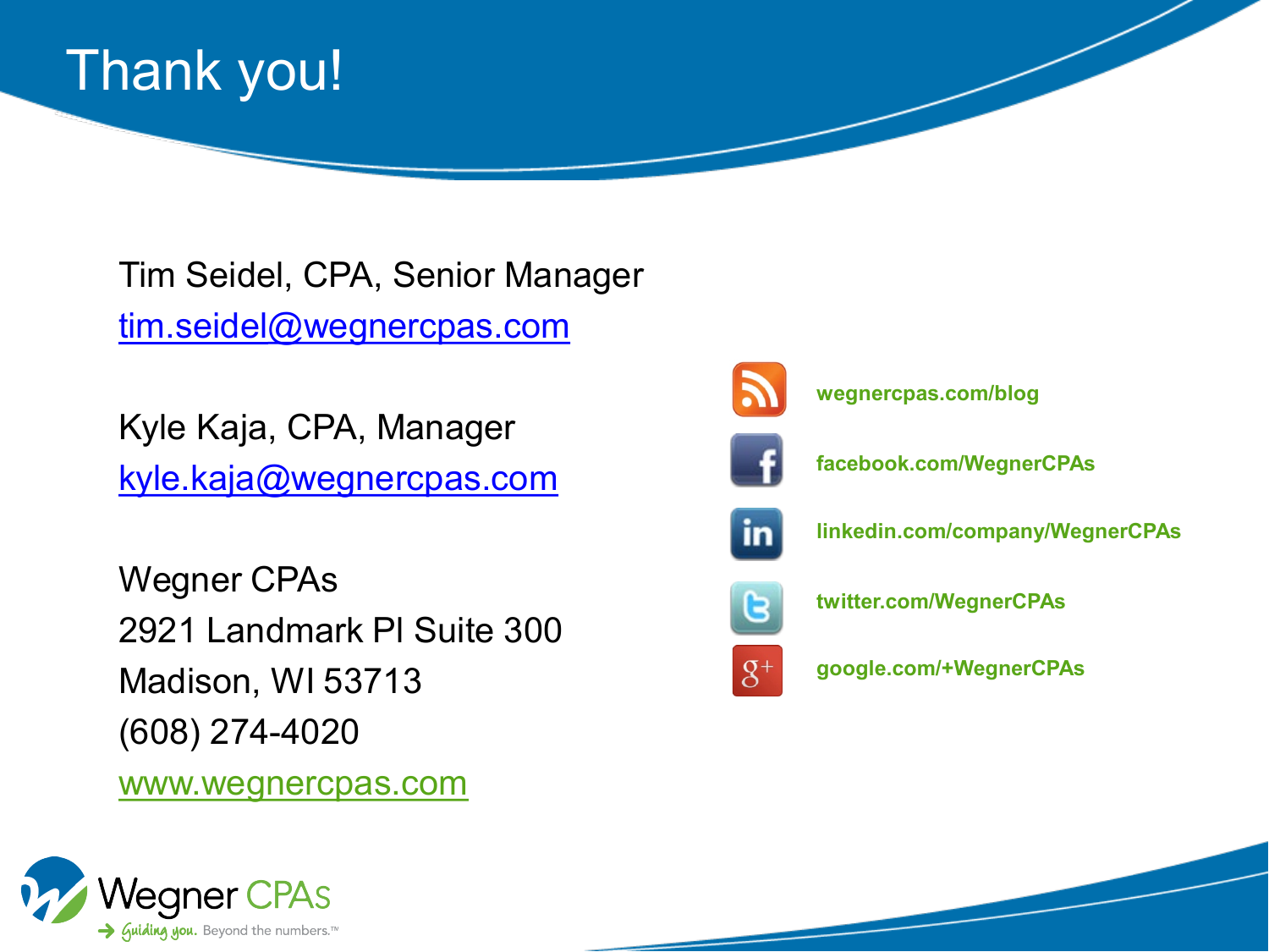# Thank you!

Tim Seidel, CPA, Senior Manager
tim.seidel@wegnercpas.com

Kyle Kaja, CPA, Manager
kyle.kaja@wegnercpas.com

Wegner CPAs
2921 Landmark Pl Suite 300
Madison, WI 53713
(608) 274-4020
www.wegnercpas.com

wegnercpas.com/blog

facebook.com/WegnerCPAs

linkedin.com/company/WegnerCPAs

twitter.com/WegnerCPAs

google.com/+WegnerCPAs

Wegner CPAs
Guiding you. Beyond the numbers.™